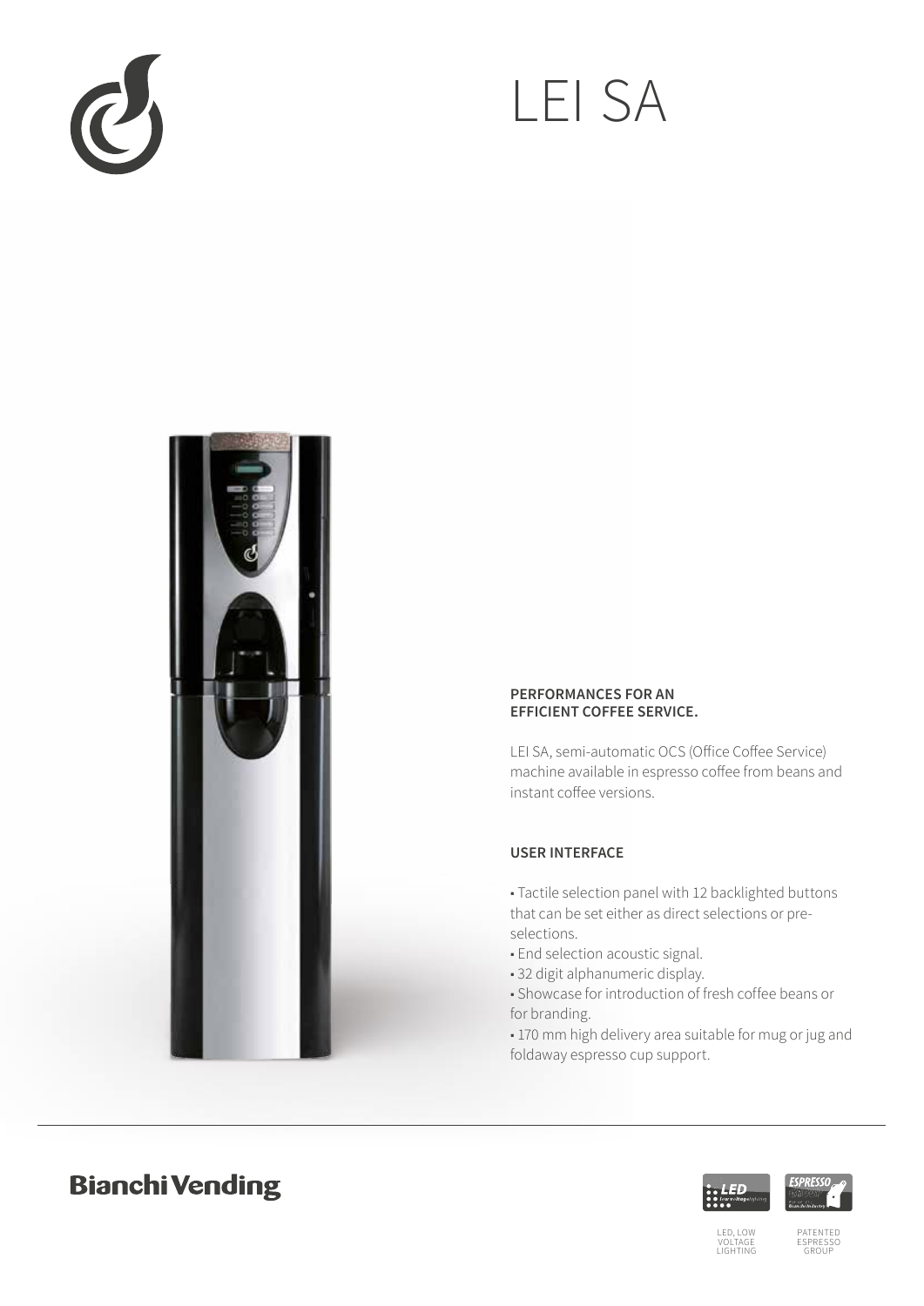# LEI SA

## PERFORMANCES FOR AN EFFICIENT COFFEE SERVICE.

LEI SA, semi-automatic OCS (Office Coffee Service) machine available in espresso coffee from beans and instant coffee versions.

## USER INTERFACE

- Tactile selection panel with 12 backlighted buttons that can be set either as direct selections or pre-selections.
- End selection acoustic signal.
- 32 digit alphanumeric display.
- Showcase for introduction of fresh coffee beans or for branding.
- 170 mm high delivery area suitable for mug or jug and foldaway espresso cup support.

**Bianchi Vending**

LED, LOW VOLTAGE LIGHTING

PATENTED ESPRESSO GROUP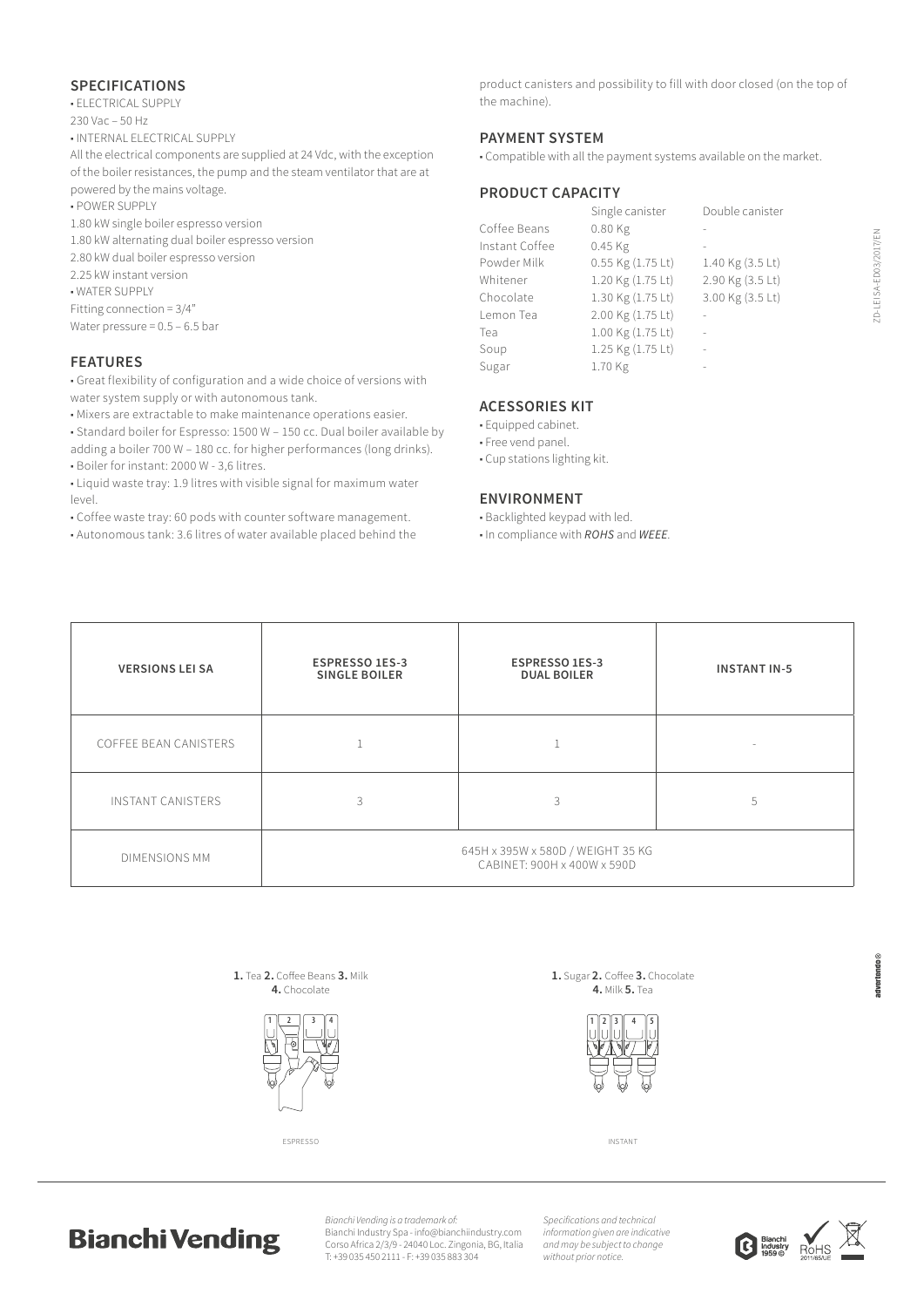## SPECIFICATIONS

- ELECTRICAL SUPPLY

230 Vac – 50 Hz

- INTERNAL ELECTRICAL SUPPLY

All the electrical components are supplied at 24 Vdc, with the exception of the boiler resistances, the pump and the steam ventilator that are at powered by the mains voltage.

- POWER SUPPLY

1.80 kW single boiler espresso version
1.80 kW alternating dual boiler espresso version
2.80 kW dual boiler espresso version
2.25 kW instant version

- WATER SUPPLY

Fitting connection = 3/4"
Water pressure = 0.5 – 6.5 bar

## FEATURES

- Great flexibility of configuration and a wide choice of versions with water system supply or with autonomous tank.
- Mixers are extractable to make maintenance operations easier.
- Standard boiler for Espresso: 1500 W – 150 cc. Dual boiler available by adding a boiler 700 W – 180 cc. for higher performances (long drinks).
- Boiler for instant: 2000 W - 3,6 litres.
- Liquid waste tray: 1.9 litres with visible signal for maximum water level.
- Coffee waste tray: 60 pods with counter software management.
- Autonomous tank: 3.6 litres of water available placed behind the product canisters and possibility to fill with door closed (on the top of the machine).

## PAYMENT SYSTEM

- Compatible with all the payment systems available on the market.

## PRODUCT CAPACITY

| | Single canister | Double canister |
|---|---|---|
| Coffee Beans | 0.80 Kg | - |
| Instant Coffee | 0.45 Kg | - |
| Powder Milk | 0.55 Kg (1.75 Lt) | 1.40 Kg (3.5 Lt) |
| Whitener | 1.20 Kg (1.75 Lt) | 2.90 Kg (3.5 Lt) |
| Chocolate | 1.30 Kg (1.75 Lt) | 3.00 Kg (3.5 Lt) |
| Lemon Tea | 2.00 Kg (1.75 Lt) | - |
| Tea | 1.00 Kg (1.75 Lt) | - |
| Soup | 1.25 Kg (1.75 Lt) | - |
| Sugar | 1.70 Kg | - |

## ACESSORIES KIT

- Equipped cabinet.
- Free vend panel.
- Cup stations lighting kit.

## ENVIRONMENT

- Backlighted keypad with led.
- In compliance with *ROHS* and *WEEE*.

| VERSIONS LEI SA | ESPRESSO 1ES-3 SINGLE BOILER | ESPRESSO 1ES-3 DUAL BOILER | INSTANT IN-5 |
|---|---|---|---|
| COFFEE BEAN CANISTERS | 1 | 1 | - |
| INSTANT CANISTERS | 3 | 3 | 5 |
| DIMENSIONS MM | 645H x 395W x 580D / WEIGHT 35 KG CABINET: 900H x 400W x 590D | | |

**1.** Tea **2.** Coffee Beans **3.** Milk **4.** Chocolate

ESPRESSO

**1.** Sugar **2.** Coffee **3.** Chocolate **4.** Milk **5.** Tea

INSTANT

ZD-LEISA-ED03/2017/EN

**Bianchi Vending**

*Bianchi Vending is a trademark of:*
Bianchi Industry Spa - info@bianchiindustry.com
Corso Africa 2/3/9 - 24040 Loc. Zingonia, BG, Italia
T: +39 035 450 2111 - F: +39 035 883 304

*Specifications and technical information given are indicative and may be subject to change without prior notice.*